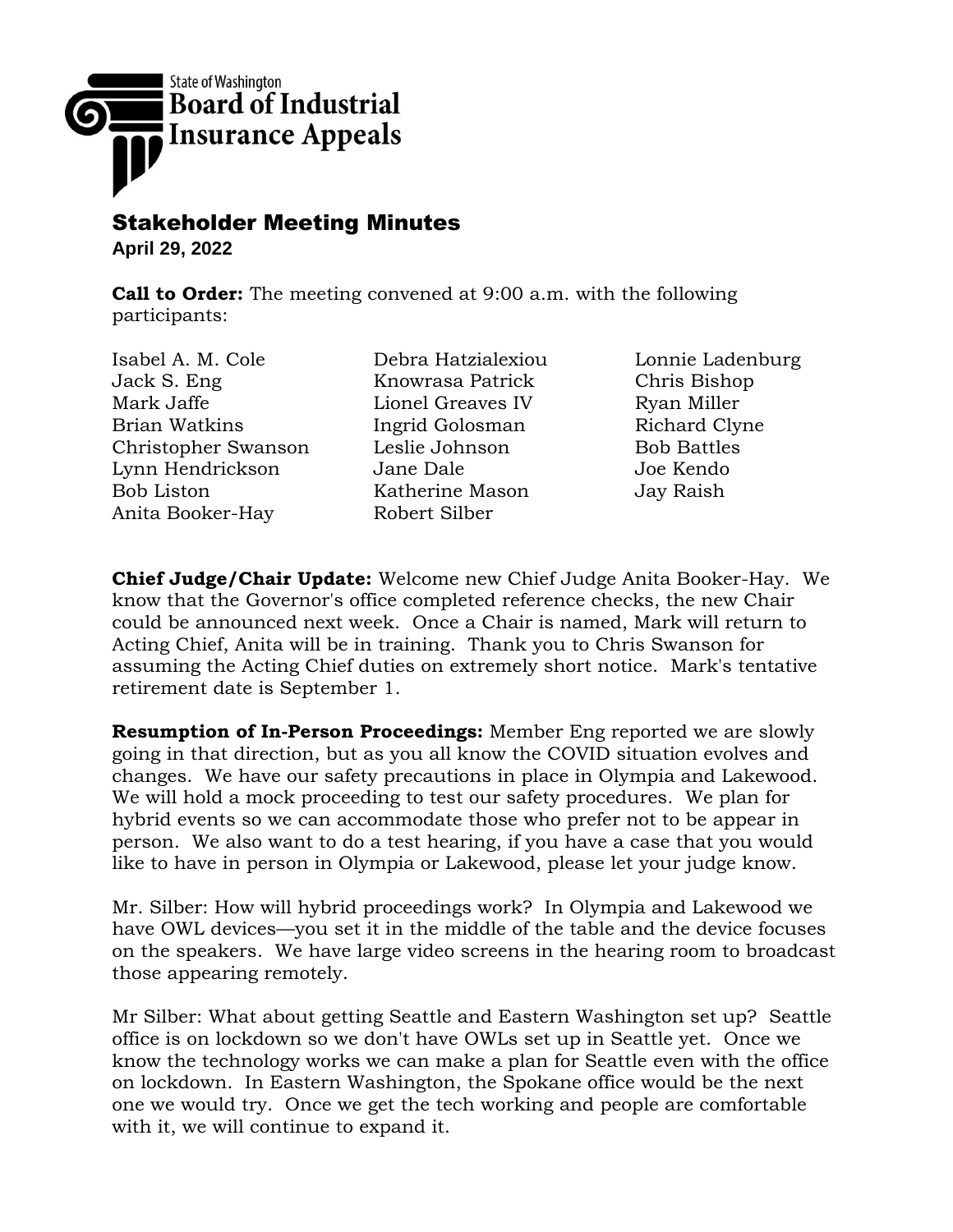State of Washington
**Board of Industrial Insurance Appeals**

## Stakeholder Meeting Minutes

**April 29, 2022**

**Call to Order:** The meeting convened at 9:00 a.m. with the following participants:

Isabel A. M. Cole
Jack S. Eng
Mark Jaffe
Brian Watkins
Christopher Swanson
Lynn Hendrickson
Bob Liston
Anita Booker-Hay
Debra Hatzialexiou
Knowrasa Patrick
Lionel Greaves IV
Ingrid Golosman
Leslie Johnson
Jane Dale
Katherine Mason
Robert Silber
Lonnie Ladenburg
Chris Bishop
Ryan Miller
Richard Clyne
Bob Battles
Joe Kendo
Jay Raish

**Chief Judge/Chair Update:** Welcome new Chief Judge Anita Booker-Hay. We know that the Governor's office completed reference checks, the new Chair could be announced next week. Once a Chair is named, Mark will return to Acting Chief, Anita will be in training. Thank you to Chris Swanson for assuming the Acting Chief duties on extremely short notice. Mark's tentative retirement date is September 1.

**Resumption of In-Person Proceedings:** Member Eng reported we are slowly going in that direction, but as you all know the COVID situation evolves and changes. We have our safety precautions in place in Olympia and Lakewood. We will hold a mock proceeding to test our safety procedures. We plan for hybrid events so we can accommodate those who prefer not to be appear in person. We also want to do a test hearing, if you have a case that you would like to have in person in Olympia or Lakewood, please let your judge know.

Mr. Silber: How will hybrid proceedings work? In Olympia and Lakewood we have OWL devices—you set it in the middle of the table and the device focuses on the speakers. We have large video screens in the hearing room to broadcast those appearing remotely.

Mr Silber: What about getting Seattle and Eastern Washington set up? Seattle office is on lockdown so we don't have OWLs set up in Seattle yet. Once we know the technology works we can make a plan for Seattle even with the office on lockdown. In Eastern Washington, the Spokane office would be the next one we would try. Once we get the tech working and people are comfortable with it, we will continue to expand it.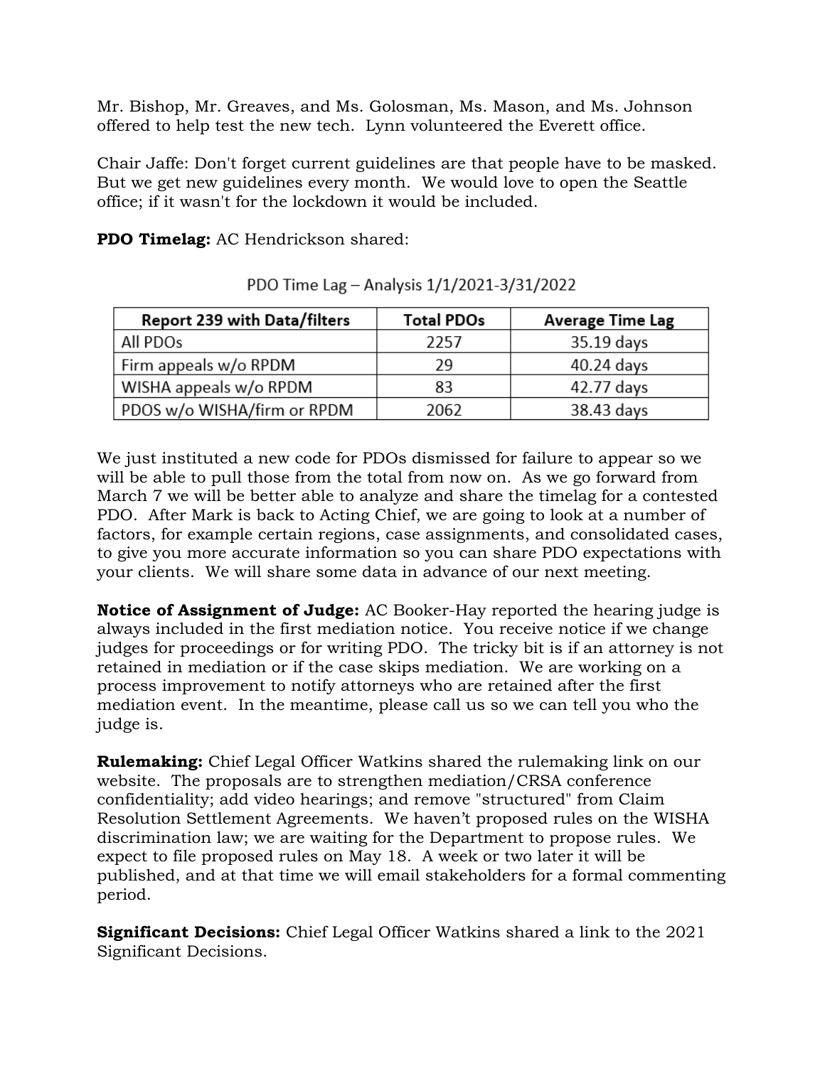Mr. Bishop, Mr. Greaves, and Ms. Golosman, Ms. Mason, and Ms. Johnson offered to help test the new tech. Lynn volunteered the Everett office.

Chair Jaffe: Don't forget current guidelines are that people have to be masked. But we get new guidelines every month. We would love to open the Seattle office; if it wasn't for the lockdown it would be included.

**PDO Timelag:** AC Hendrickson shared:

PDO Time Lag – Analysis 1/1/2021-3/31/2022

| Report 239 with Data/filters | Total PDOs | Average Time Lag |
|---|---|---|
| All PDOs | 2257 | 35.19 days |
| Firm appeals w/o RPDM | 29 | 40.24 days |
| WISHA appeals w/o RPDM | 83 | 42.77 days |
| PDOS w/o WISHA/firm or RPDM | 2062 | 38.43 days |

We just instituted a new code for PDOs dismissed for failure to appear so we will be able to pull those from the total from now on. As we go forward from March 7 we will be better able to analyze and share the timelag for a contested PDO. After Mark is back to Acting Chief, we are going to look at a number of factors, for example certain regions, case assignments, and consolidated cases, to give you more accurate information so you can share PDO expectations with your clients. We will share some data in advance of our next meeting.

**Notice of Assignment of Judge:** AC Booker-Hay reported the hearing judge is always included in the first mediation notice. You receive notice if we change judges for proceedings or for writing PDO. The tricky bit is if an attorney is not retained in mediation or if the case skips mediation. We are working on a process improvement to notify attorneys who are retained after the first mediation event. In the meantime, please call us so we can tell you who the judge is.

**Rulemaking:** Chief Legal Officer Watkins shared the rulemaking link on our website. The proposals are to strengthen mediation/CRSA conference confidentiality; add video hearings; and remove "structured" from Claim Resolution Settlement Agreements. We haven't proposed rules on the WISHA discrimination law; we are waiting for the Department to propose rules. We expect to file proposed rules on May 18. A week or two later it will be published, and at that time we will email stakeholders for a formal commenting period.

**Significant Decisions:** Chief Legal Officer Watkins shared a link to the 2021 Significant Decisions.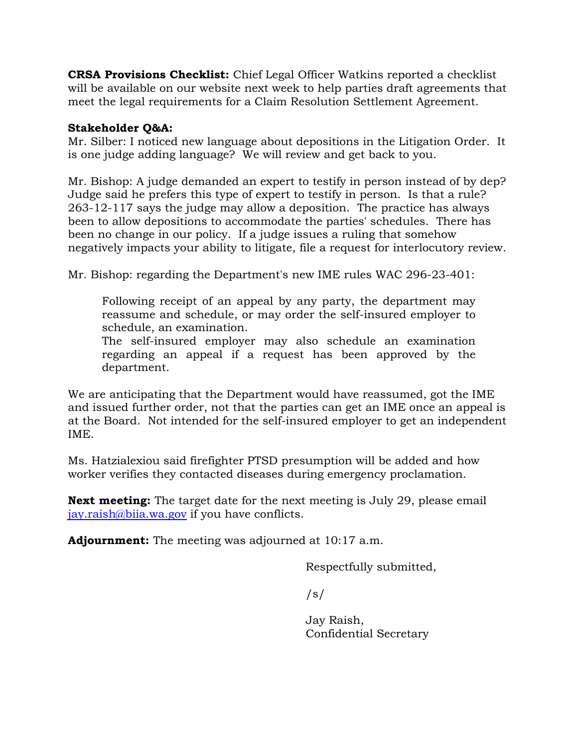**CRSA Provisions Checklist:** Chief Legal Officer Watkins reported a checklist will be available on our website next week to help parties draft agreements that meet the legal requirements for a Claim Resolution Settlement Agreement.

**Stakeholder Q&A:**
Mr. Silber: I noticed new language about depositions in the Litigation Order. It is one judge adding language? We will review and get back to you.

Mr. Bishop: A judge demanded an expert to testify in person instead of by dep? Judge said he prefers this type of expert to testify in person. Is that a rule? 263-12-117 says the judge may allow a deposition. The practice has always been to allow depositions to accommodate the parties' schedules. There has been no change in our policy. If a judge issues a ruling that somehow negatively impacts your ability to litigate, file a request for interlocutory review.

Mr. Bishop: regarding the Department's new IME rules WAC 296-23-401:

> Following receipt of an appeal by any party, the department may reassume and schedule, or may order the self-insured employer to schedule, an examination.
> The self-insured employer may also schedule an examination regarding an appeal if a request has been approved by the department.

We are anticipating that the Department would have reassumed, got the IME and issued further order, not that the parties can get an IME once an appeal is at the Board. Not intended for the self-insured employer to get an independent IME.

Ms. Hatzialexiou said firefighter PTSD presumption will be added and how worker verifies they contacted diseases during emergency proclamation.

**Next meeting:** The target date for the next meeting is July 29, please email [jay.raish@biia.wa.gov](mailto:jay.raish@biia.wa.gov) if you have conflicts.

**Adjournment:** The meeting was adjourned at 10:17 a.m.

Respectfully submitted,

/s/

Jay Raish,
Confidential Secretary